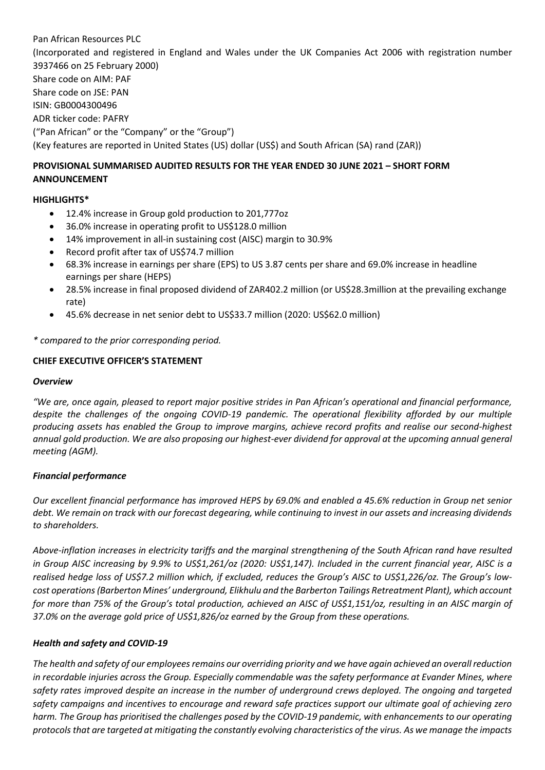Pan African Resources PLC

(Incorporated and registered in England and Wales under the UK Companies Act 2006 with registration number 3937466 on 25 February 2000)

Share code on AIM: PAF

Share code on JSE: PAN

ISIN: GB0004300496

ADR ticker code: PAFRY

("Pan African" or the "Company" or the "Group")

(Key features are reported in United States (US) dollar (US$) and South African (SA) rand (ZAR))

**PROVISIONAL SUMMARISED AUDITED RESULTS FOR THE YEAR ENDED 30 JUNE 2021 – SHORT FORM ANNOUNCEMENT**

**HIGHLIGHTS***

- 12.4% increase in Group gold production to 201,777oz
- 36.0% increase in operating profit to US$128.0 million
- 14% improvement in all-in sustaining cost (AISC) margin to 30.9%
- Record profit after tax of US$74.7 million
- 68.3% increase in earnings per share (EPS) to US 3.87 cents per share and 69.0% increase in headline earnings per share (HEPS)
- 28.5% increase in final proposed dividend of ZAR402.2 million (or US$28.3million at the prevailing exchange rate)
- 45.6% decrease in net senior debt to US$33.7 million (2020: US$62.0 million)

*\* compared to the prior corresponding period.*

**CHIEF EXECUTIVE OFFICER'S STATEMENT**

***Overview***

*"We are, once again, pleased to report major positive strides in Pan African's operational and financial performance, despite the challenges of the ongoing COVID-19 pandemic. The operational flexibility afforded by our multiple producing assets has enabled the Group to improve margins, achieve record profits and realise our second-highest annual gold production. We are also proposing our highest-ever dividend for approval at the upcoming annual general meeting (AGM).*

***Financial performance***

*Our excellent financial performance has improved HEPS by 69.0% and enabled a 45.6% reduction in Group net senior debt. We remain on track with our forecast degearing, while continuing to invest in our assets and increasing dividends to shareholders.*

*Above-inflation increases in electricity tariffs and the marginal strengthening of the South African rand have resulted in Group AISC increasing by 9.9% to US$1,261/oz (2020: US$1,147). Included in the current financial year, AISC is a realised hedge loss of US$7.2 million which, if excluded, reduces the Group's AISC to US$1,226/oz. The Group's low-cost operations (Barberton Mines' underground, Elikhulu and the Barberton Tailings Retreatment Plant), which account for more than 75% of the Group's total production, achieved an AISC of US$1,151/oz, resulting in an AISC margin of 37.0% on the average gold price of US$1,826/oz earned by the Group from these operations.*

***Health and safety and COVID-19***

*The health and safety of our employees remains our overriding priority and we have again achieved an overall reduction in recordable injuries across the Group. Especially commendable was the safety performance at Evander Mines, where safety rates improved despite an increase in the number of underground crews deployed. The ongoing and targeted safety campaigns and incentives to encourage and reward safe practices support our ultimate goal of achieving zero harm. The Group has prioritised the challenges posed by the COVID-19 pandemic, with enhancements to our operating protocols that are targeted at mitigating the constantly evolving characteristics of the virus. As we manage the impacts*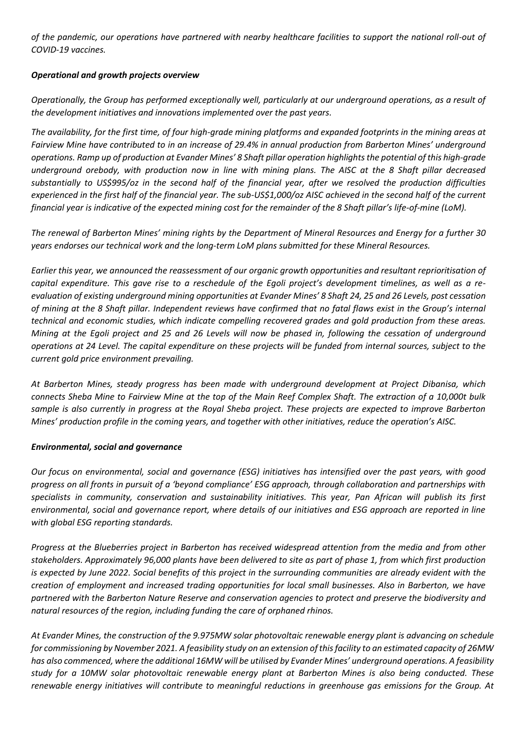*of the pandemic, our operations have partnered with nearby healthcare facilities to support the national roll-out of COVID-19 vaccines.*

***Operational and growth projects overview***

*Operationally, the Group has performed exceptionally well, particularly at our underground operations, as a result of the development initiatives and innovations implemented over the past years.*

*The availability, for the first time, of four high-grade mining platforms and expanded footprints in the mining areas at Fairview Mine have contributed to in an increase of 29.4% in annual production from Barberton Mines' underground operations. Ramp up of production at Evander Mines' 8 Shaft pillar operation highlights the potential of this high-grade underground orebody, with production now in line with mining plans. The AISC at the 8 Shaft pillar decreased substantially to US$995/oz in the second half of the financial year, after we resolved the production difficulties experienced in the first half of the financial year. The sub-US$1,000/oz AISC achieved in the second half of the current financial year is indicative of the expected mining cost for the remainder of the 8 Shaft pillar's life-of-mine (LoM).*

*The renewal of Barberton Mines' mining rights by the Department of Mineral Resources and Energy for a further 30 years endorses our technical work and the long-term LoM plans submitted for these Mineral Resources.*

*Earlier this year, we announced the reassessment of our organic growth opportunities and resultant reprioritisation of capital expenditure. This gave rise to a reschedule of the Egoli project's development timelines, as well as a re-evaluation of existing underground mining opportunities at Evander Mines' 8 Shaft 24, 25 and 26 Levels, post cessation of mining at the 8 Shaft pillar. Independent reviews have confirmed that no fatal flaws exist in the Group's internal technical and economic studies, which indicate compelling recovered grades and gold production from these areas. Mining at the Egoli project and 25 and 26 Levels will now be phased in, following the cessation of underground operations at 24 Level. The capital expenditure on these projects will be funded from internal sources, subject to the current gold price environment prevailing.*

*At Barberton Mines, steady progress has been made with underground development at Project Dibanisa, which connects Sheba Mine to Fairview Mine at the top of the Main Reef Complex Shaft. The extraction of a 10,000t bulk sample is also currently in progress at the Royal Sheba project. These projects are expected to improve Barberton Mines' production profile in the coming years, and together with other initiatives, reduce the operation's AISC.*

***Environmental, social and governance***

*Our focus on environmental, social and governance (ESG) initiatives has intensified over the past years, with good progress on all fronts in pursuit of a 'beyond compliance' ESG approach, through collaboration and partnerships with specialists in community, conservation and sustainability initiatives. This year, Pan African will publish its first environmental, social and governance report, where details of our initiatives and ESG approach are reported in line with global ESG reporting standards.*

*Progress at the Blueberries project in Barberton has received widespread attention from the media and from other stakeholders. Approximately 96,000 plants have been delivered to site as part of phase 1, from which first production is expected by June 2022. Social benefits of this project in the surrounding communities are already evident with the creation of employment and increased trading opportunities for local small businesses. Also in Barberton, we have partnered with the Barberton Nature Reserve and conservation agencies to protect and preserve the biodiversity and natural resources of the region, including funding the care of orphaned rhinos.*

*At Evander Mines, the construction of the 9.975MW solar photovoltaic renewable energy plant is advancing on schedule for commissioning by November 2021. A feasibility study on an extension of this facility to an estimated capacity of 26MW has also commenced, where the additional 16MW will be utilised by Evander Mines' underground operations. A feasibility study for a 10MW solar photovoltaic renewable energy plant at Barberton Mines is also being conducted. These renewable energy initiatives will contribute to meaningful reductions in greenhouse gas emissions for the Group. At*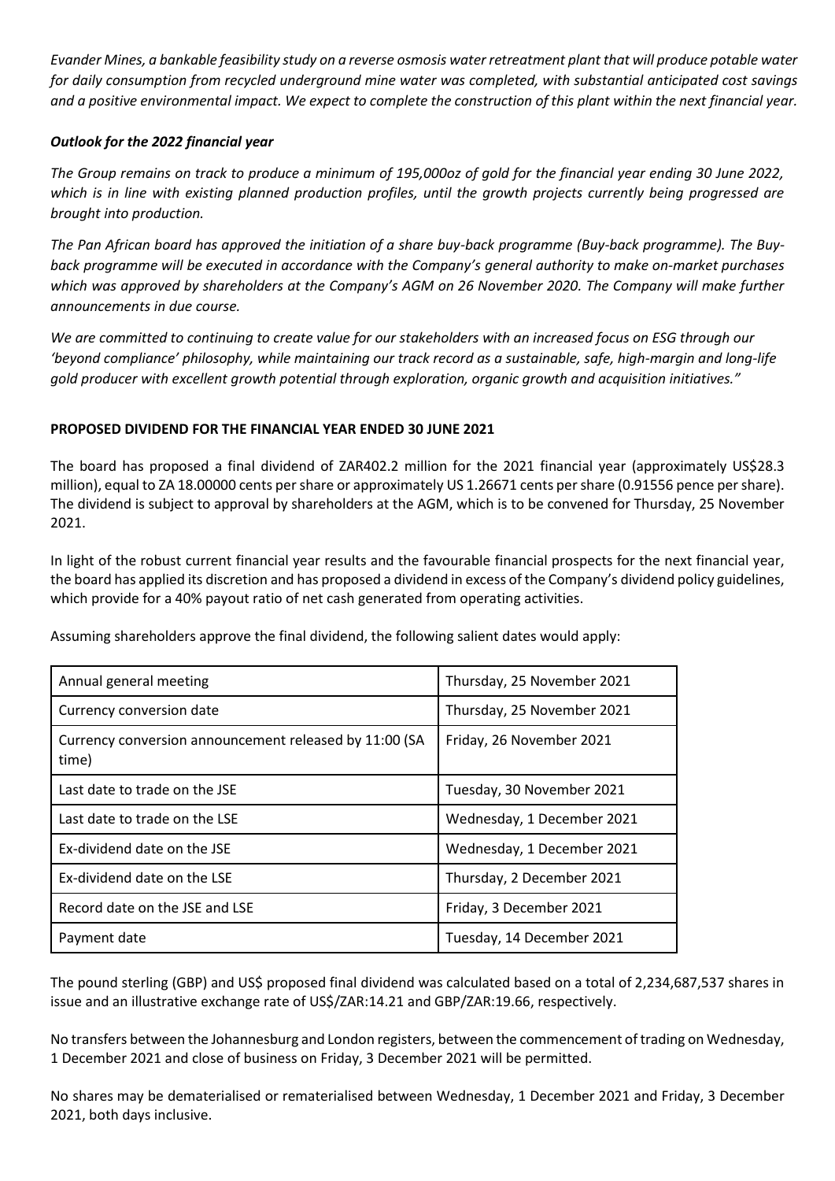*Evander Mines, a bankable feasibility study on a reverse osmosis water retreatment plant that will produce potable water for daily consumption from recycled underground mine water was completed, with substantial anticipated cost savings and a positive environmental impact. We expect to complete the construction of this plant within the next financial year.*

***Outlook for the 2022 financial year***

*The Group remains on track to produce a minimum of 195,000oz of gold for the financial year ending 30 June 2022, which is in line with existing planned production profiles, until the growth projects currently being progressed are brought into production.*

*The Pan African board has approved the initiation of a share buy-back programme (Buy-back programme). The Buy-back programme will be executed in accordance with the Company's general authority to make on-market purchases which was approved by shareholders at the Company's AGM on 26 November 2020. The Company will make further announcements in due course.*

*We are committed to continuing to create value for our stakeholders with an increased focus on ESG through our 'beyond compliance' philosophy, while maintaining our track record as a sustainable, safe, high-margin and long-life gold producer with excellent growth potential through exploration, organic growth and acquisition initiatives."*

**PROPOSED DIVIDEND FOR THE FINANCIAL YEAR ENDED 30 JUNE 2021**

The board has proposed a final dividend of ZAR402.2 million for the 2021 financial year (approximately US$28.3 million), equal to ZA 18.00000 cents per share or approximately US 1.26671 cents per share (0.91556 pence per share). The dividend is subject to approval by shareholders at the AGM, which is to be convened for Thursday, 25 November 2021.

In light of the robust current financial year results and the favourable financial prospects for the next financial year, the board has applied its discretion and has proposed a dividend in excess of the Company's dividend policy guidelines, which provide for a 40% payout ratio of net cash generated from operating activities.

Assuming shareholders approve the final dividend, the following salient dates would apply:

| Event | Date |
|---|---|
| Annual general meeting | Thursday, 25 November 2021 |
| Currency conversion date | Thursday, 25 November 2021 |
| Currency conversion announcement released by 11:00 (SA time) | Friday, 26 November 2021 |
| Last date to trade on the JSE | Tuesday, 30 November 2021 |
| Last date to trade on the LSE | Wednesday, 1 December 2021 |
| Ex-dividend date on the JSE | Wednesday, 1 December 2021 |
| Ex-dividend date on the LSE | Thursday, 2 December 2021 |
| Record date on the JSE and LSE | Friday, 3 December 2021 |
| Payment date | Tuesday, 14 December 2021 |

The pound sterling (GBP) and US$ proposed final dividend was calculated based on a total of 2,234,687,537 shares in issue and an illustrative exchange rate of US$/ZAR:14.21 and GBP/ZAR:19.66, respectively.

No transfers between the Johannesburg and London registers, between the commencement of trading on Wednesday, 1 December 2021 and close of business on Friday, 3 December 2021 will be permitted.

No shares may be dematerialised or rematerialised between Wednesday, 1 December 2021 and Friday, 3 December 2021, both days inclusive.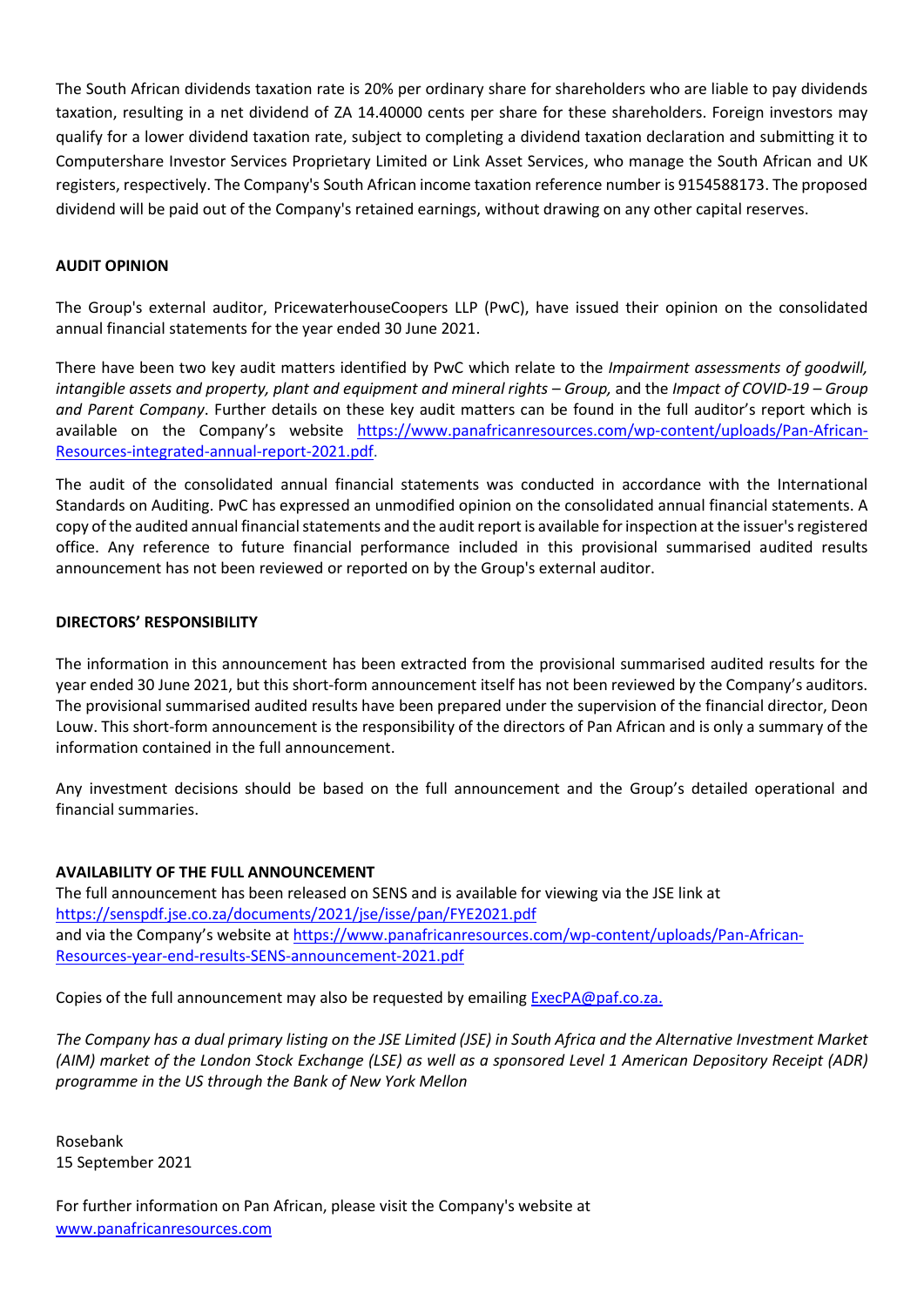The South African dividends taxation rate is 20% per ordinary share for shareholders who are liable to pay dividends taxation, resulting in a net dividend of ZA 14.40000 cents per share for these shareholders. Foreign investors may qualify for a lower dividend taxation rate, subject to completing a dividend taxation declaration and submitting it to Computershare Investor Services Proprietary Limited or Link Asset Services, who manage the South African and UK registers, respectively. The Company's South African income taxation reference number is 9154588173. The proposed dividend will be paid out of the Company's retained earnings, without drawing on any other capital reserves.

**AUDIT OPINION**

The Group's external auditor, PricewaterhouseCoopers LLP (PwC), have issued their opinion on the consolidated annual financial statements for the year ended 30 June 2021.

There have been two key audit matters identified by PwC which relate to the *Impairment assessments of goodwill, intangible assets and property, plant and equipment and mineral rights – Group,* and the *Impact of COVID-19 – Group and Parent Company*. Further details on these key audit matters can be found in the full auditor's report which is available on the Company's website https://www.panafricanresources.com/wp-content/uploads/Pan-African-Resources-integrated-annual-report-2021.pdf.

The audit of the consolidated annual financial statements was conducted in accordance with the International Standards on Auditing. PwC has expressed an unmodified opinion on the consolidated annual financial statements. A copy of the audited annual financial statements and the audit report is available for inspection at the issuer's registered office. Any reference to future financial performance included in this provisional summarised audited results announcement has not been reviewed or reported on by the Group's external auditor.

**DIRECTORS' RESPONSIBILITY**

The information in this announcement has been extracted from the provisional summarised audited results for the year ended 30 June 2021, but this short-form announcement itself has not been reviewed by the Company's auditors. The provisional summarised audited results have been prepared under the supervision of the financial director, Deon Louw. This short-form announcement is the responsibility of the directors of Pan African and is only a summary of the information contained in the full announcement.

Any investment decisions should be based on the full announcement and the Group's detailed operational and financial summaries.

**AVAILABILITY OF THE FULL ANNOUNCEMENT**

The full announcement has been released on SENS and is available for viewing via the JSE link at https://senspdf.jse.co.za/documents/2021/jse/isse/pan/FYE2021.pdf
and via the Company's website at https://www.panafricanresources.com/wp-content/uploads/Pan-African-Resources-year-end-results-SENS-announcement-2021.pdf

Copies of the full announcement may also be requested by emailing ExecPA@paf.co.za.

*The Company has a dual primary listing on the JSE Limited (JSE) in South Africa and the Alternative Investment Market (AIM) market of the London Stock Exchange (LSE) as well as a sponsored Level 1 American Depository Receipt (ADR) programme in the US through the Bank of New York Mellon*

Rosebank
15 September 2021

For further information on Pan African, please visit the Company's website at
www.panafricanresources.com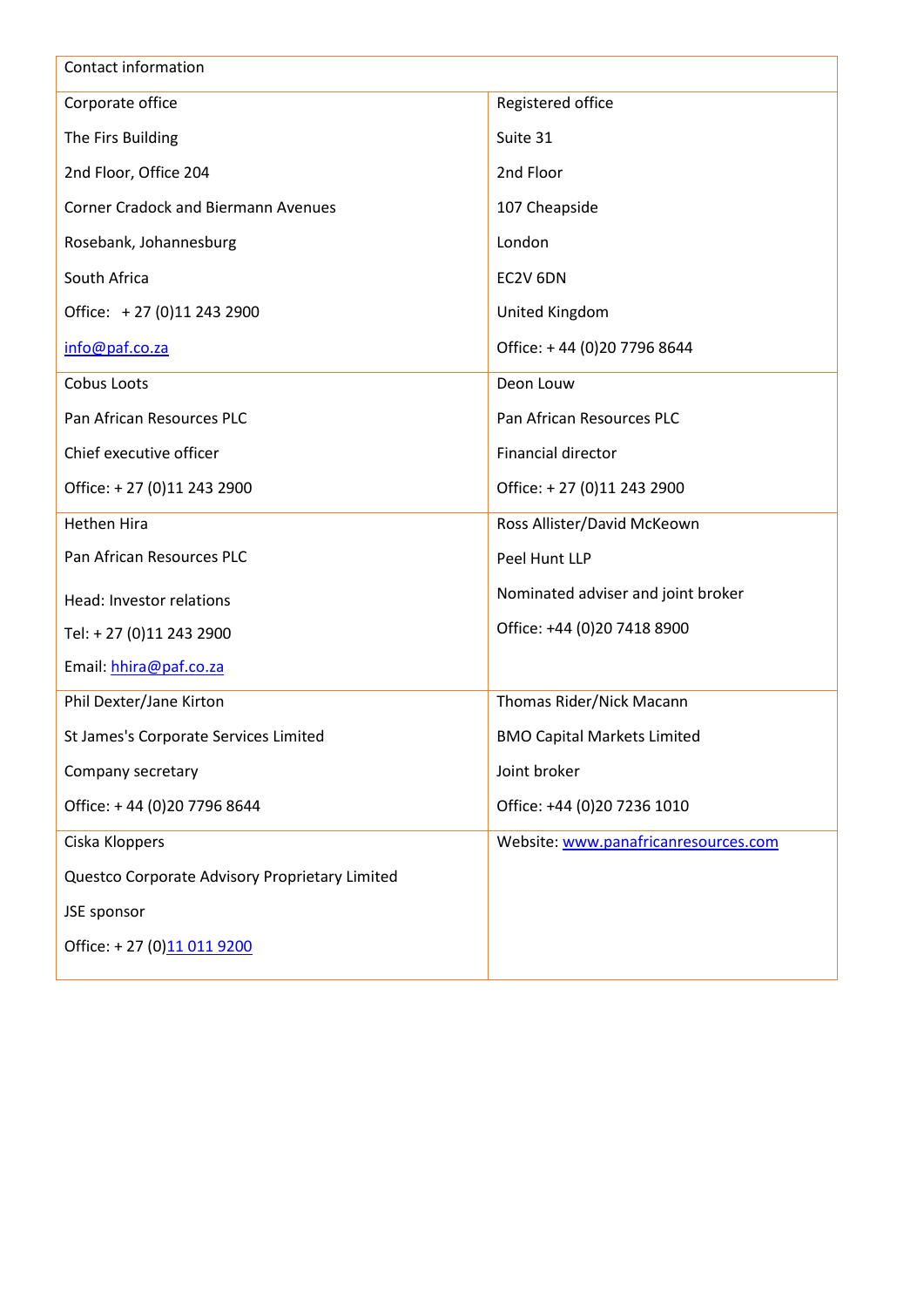| Contact information | |
|---|---|
| Corporate office<br><br>The Firs Building<br><br>2nd Floor, Office 204<br><br>Corner Cradock and Biermann Avenues<br><br>Rosebank, Johannesburg<br><br>South Africa<br><br>Office: + 27 (0)11 243 2900<br><br>info@paf.co.za | Registered office<br><br>Suite 31<br><br>2nd Floor<br><br>107 Cheapside<br><br>London<br><br>EC2V 6DN<br><br>United Kingdom<br><br>Office: + 44 (0)20 7796 8644 |
| Cobus Loots<br><br>Pan African Resources PLC<br><br>Chief executive officer<br><br>Office: + 27 (0)11 243 2900 | Deon Louw<br><br>Pan African Resources PLC<br><br>Financial director<br><br>Office: + 27 (0)11 243 2900 |
| Hethen Hira<br><br>Pan African Resources PLC<br><br>Head: Investor relations<br><br>Tel: + 27 (0)11 243 2900<br><br>Email: hhira@paf.co.za | Ross Allister/David McKeown<br><br>Peel Hunt LLP<br><br>Nominated adviser and joint broker<br><br>Office: +44 (0)20 7418 8900 |
| Phil Dexter/Jane Kirton<br><br>St James's Corporate Services Limited<br><br>Company secretary<br><br>Office: + 44 (0)20 7796 8644 | Thomas Rider/Nick Macann<br><br>BMO Capital Markets Limited<br><br>Joint broker<br><br>Office: +44 (0)20 7236 1010 |
| Ciska Kloppers<br><br>Questco Corporate Advisory Proprietary Limited<br><br>JSE sponsor<br><br>Office: + 27 (0)11 011 9200 | Website: www.panafricanresources.com |